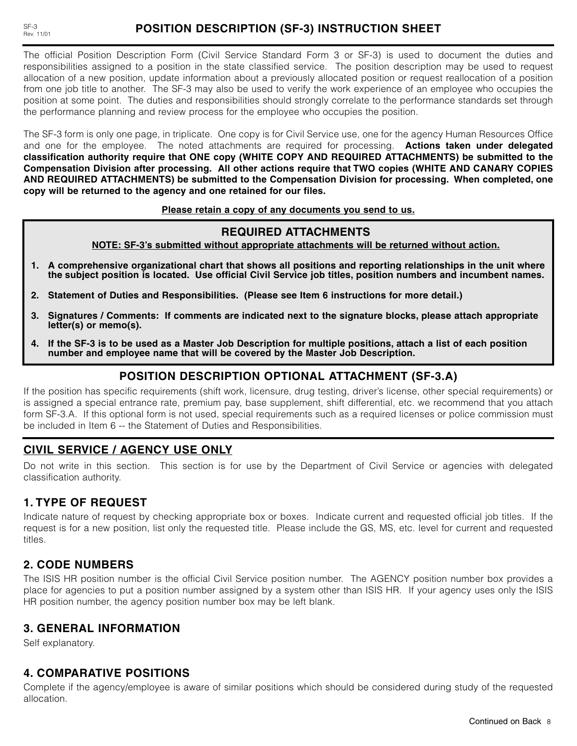# POSITION DESCRIPTION (SF-3) INSTRUCTION SHEET

The official Position Description Form (Civil Service Standard Form 3 or SF-3) is used to document the duties and responsibilities assigned to a position in the state classified service. The position description may be used to request allocation of a new position, update information about a previously allocated position or request reallocation of a position from one job title to another. The SF-3 may also be used to verify the work experience of an employee who occupies the position at some point. The duties and responsibilities should strongly correlate to the performance standards set through the performance planning and review process for the employee who occupies the position.

The SF-3 form is only one page, in triplicate. One copy is for Civil Service use, one for the agency Human Resources Office and one for the employee. The noted attachments are required for processing. **Actions taken under delegated classification authority require that ONE copy (WHITE COPY AND REQUIRED ATTACHMENTS) be submitted to the Compensation Division after processing. All other actions require that TWO copies (WHITE AND CANARY COPIES AND REQUIRED ATTACHMENTS) be submitted to the Compensation Division for processing. When completed, one copy will be returned to the agency and one retained for our files.**

**Please retain a copy of any documents you send to us.**

## REQUIRED ATTACHMENTS

**NOTE: SF-3's submitted without appropriate attachments will be returned without action.**

1. **A comprehensive organizational chart that shows all positions and reporting relationships in the unit where the subject position is located. Use official Civil Service job titles, position numbers and incumbent names.**
2. **Statement of Duties and Responsibilities. (Please see Item 6 instructions for more detail.)**
3. **Signatures / Comments: If comments are indicated next to the signature blocks, please attach appropriate letter(s) or memo(s).**
4. **If the SF-3 is to be used as a Master Job Description for multiple positions, attach a list of each position number and employee name that will be covered by the Master Job Description.**

## POSITION DESCRIPTION OPTIONAL ATTACHMENT (SF-3.A)

If the position has specific requirements (shift work, licensure, drug testing, driver's license, other special requirements) or is assigned a special entrance rate, premium pay, base supplement, shift differential, etc. we recommend that you attach form SF-3.A. If this optional form is not used, special requirements such as a required licenses or police commission must be included in Item 6 -- the Statement of Duties and Responsibilities.

## CIVIL SERVICE / AGENCY USE ONLY

Do not write in this section. This section is for use by the Department of Civil Service or agencies with delegated classification authority.

### 1. TYPE OF REQUEST

Indicate nature of request by checking appropriate box or boxes. Indicate current and requested official job titles. If the request is for a new position, list only the requested title. Please include the GS, MS, etc. level for current and requested titles.

### 2. CODE NUMBERS

The ISIS HR position number is the official Civil Service position number. The AGENCY position number box provides a place for agencies to put a position number assigned by a system other than ISIS HR. If your agency uses only the ISIS HR position number, the agency position number box may be left blank.

### 3. GENERAL INFORMATION

Self explanatory.

### 4. COMPARATIVE POSITIONS

Complete if the agency/employee is aware of similar positions which should be considered during study of the requested allocation.

Continued on Back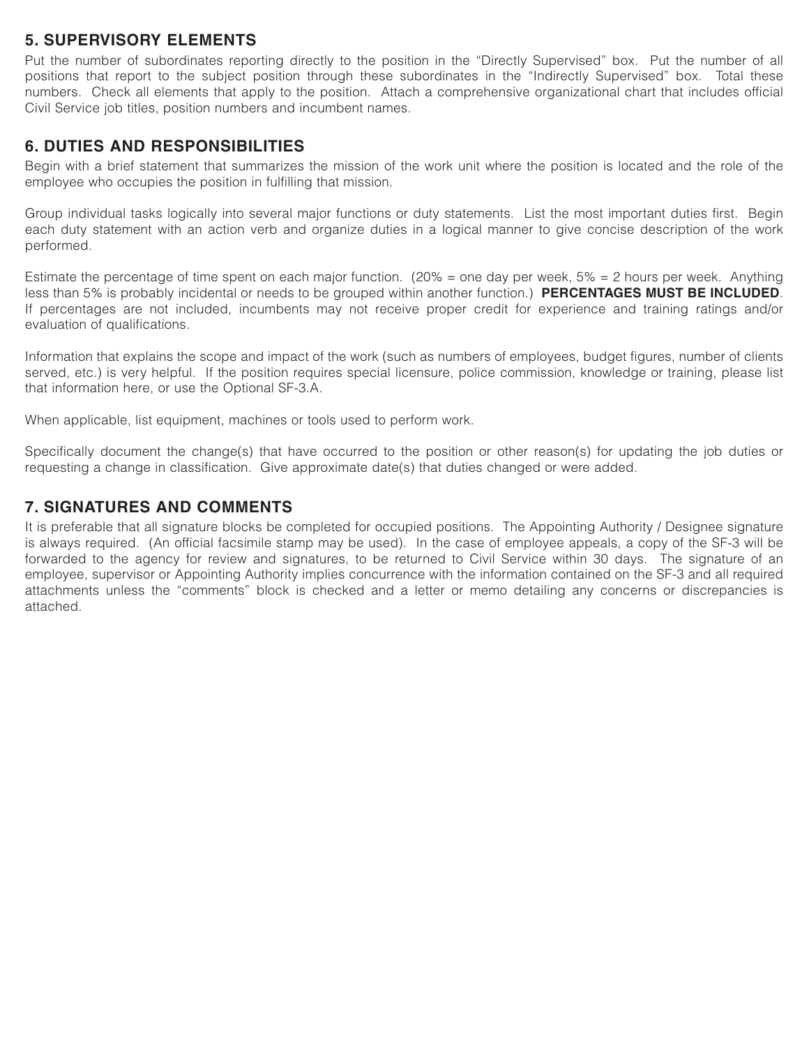## 5. SUPERVISORY ELEMENTS

Put the number of subordinates reporting directly to the position in the “Directly Supervised” box. Put the number of all positions that report to the subject position through these subordinates in the “Indirectly Supervised” box. Total these numbers. Check all elements that apply to the position. Attach a comprehensive organizational chart that includes official Civil Service job titles, position numbers and incumbent names.

## 6. DUTIES AND RESPONSIBILITIES

Begin with a brief statement that summarizes the mission of the work unit where the position is located and the role of the employee who occupies the position in fulfilling that mission.

Group individual tasks logically into several major functions or duty statements. List the most important duties first. Begin each duty statement with an action verb and organize duties in a logical manner to give concise description of the work performed.

Estimate the percentage of time spent on each major function. (20% = one day per week, 5% = 2 hours per week. Anything less than 5% is probably incidental or needs to be grouped within another function.) **PERCENTAGES MUST BE INCLUDED**. If percentages are not included, incumbents may not receive proper credit for experience and training ratings and/or evaluation of qualifications.

Information that explains the scope and impact of the work (such as numbers of employees, budget figures, number of clients served, etc.) is very helpful. If the position requires special licensure, police commission, knowledge or training, please list that information here, or use the Optional SF-3.A.

When applicable, list equipment, machines or tools used to perform work.

Specifically document the change(s) that have occurred to the position or other reason(s) for updating the job duties or requesting a change in classification. Give approximate date(s) that duties changed or were added.

## 7. SIGNATURES AND COMMENTS

It is preferable that all signature blocks be completed for occupied positions. The Appointing Authority / Designee signature is always required. (An official facsimile stamp may be used). In the case of employee appeals, a copy of the SF-3 will be forwarded to the agency for review and signatures, to be returned to Civil Service within 30 days. The signature of an employee, supervisor or Appointing Authority implies concurrence with the information contained on the SF-3 and all required attachments unless the “comments” block is checked and a letter or memo detailing any concerns or discrepancies is attached.